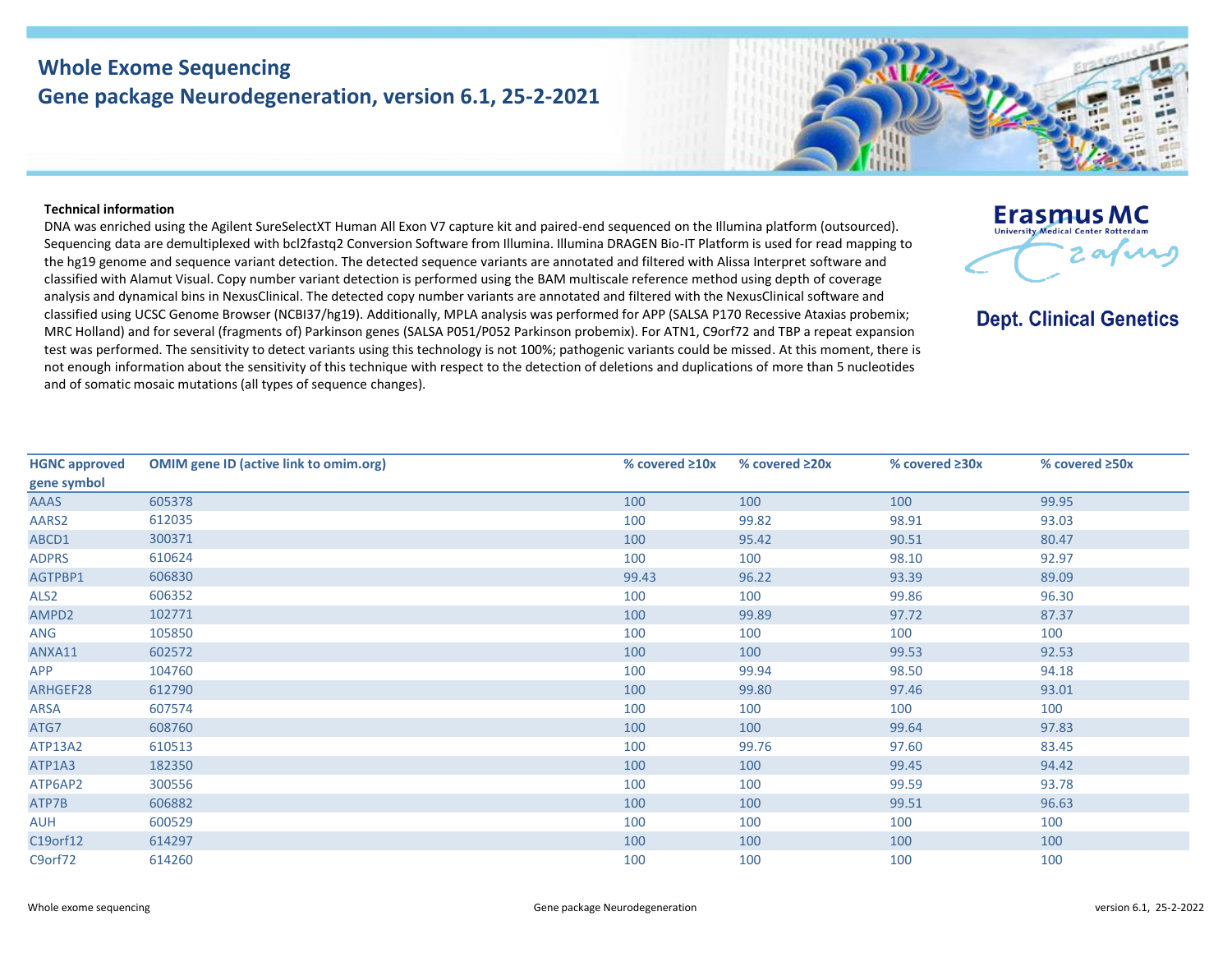# Whole Exome Sequencing
## Gene package Neurodegeneration, version 6.1, 25-2-2021

Erasmus MC
University Medical Center Rotterdam

**Dept. Clinical Genetics**

**Technical information**

DNA was enriched using the Agilent SureSelectXT Human All Exon V7 capture kit and paired-end sequenced on the Illumina platform (outsourced). Sequencing data are demultiplexed with bcl2fastq2 Conversion Software from Illumina. Illumina DRAGEN Bio-IT Platform is used for read mapping to the hg19 genome and sequence variant detection. The detected sequence variants are annotated and filtered with Alissa Interpret software and classified with Alamut Visual. Copy number variant detection is performed using the BAM multiscale reference method using depth of coverage analysis and dynamical bins in NexusClinical. The detected copy number variants are annotated and filtered with the NexusClinical software and classified using UCSC Genome Browser (NCBI37/hg19). Additionally, MPLA analysis was performed for APP (SALSA P170 Recessive Ataxias probemix; MRC Holland) and for several (fragments of) Parkinson genes (SALSA P051/P052 Parkinson probemix). For ATN1, C9orf72 and TBP a repeat expansion test was performed. The sensitivity to detect variants using this technology is not 100%; pathogenic variants could be missed. At this moment, there is not enough information about the sensitivity of this technique with respect to the detection of deletions and duplications of more than 5 nucleotides and of somatic mosaic mutations (all types of sequence changes).

| HGNC approved gene symbol | OMIM gene ID (active link to omim.org) | % covered ≥10x | % covered ≥20x | % covered ≥30x | % covered ≥50x |
|---|---|---|---|---|---|
| AAAS | 605378 | 100 | 100 | 100 | 99.95 |
| AARS2 | 612035 | 100 | 99.82 | 98.91 | 93.03 |
| ABCD1 | 300371 | 100 | 95.42 | 90.51 | 80.47 |
| ADPRS | 610624 | 100 | 100 | 98.10 | 92.97 |
| AGTPBP1 | 606830 | 99.43 | 96.22 | 93.39 | 89.09 |
| ALS2 | 606352 | 100 | 100 | 99.86 | 96.30 |
| AMPD2 | 102771 | 100 | 99.89 | 97.72 | 87.37 |
| ANG | 105850 | 100 | 100 | 100 | 100 |
| ANXA11 | 602572 | 100 | 100 | 99.53 | 92.53 |
| APP | 104760 | 100 | 99.94 | 98.50 | 94.18 |
| ARHGEF28 | 612790 | 100 | 99.80 | 97.46 | 93.01 |
| ARSA | 607574 | 100 | 100 | 100 | 100 |
| ATG7 | 608760 | 100 | 100 | 99.64 | 97.83 |
| ATP13A2 | 610513 | 100 | 99.76 | 97.60 | 83.45 |
| ATP1A3 | 182350 | 100 | 100 | 99.45 | 94.42 |
| ATP6AP2 | 300556 | 100 | 100 | 99.59 | 93.78 |
| ATP7B | 606882 | 100 | 100 | 99.51 | 96.63 |
| AUH | 600529 | 100 | 100 | 100 | 100 |
| C19orf12 | 614297 | 100 | 100 | 100 | 100 |
| C9orf72 | 614260 | 100 | 100 | 100 | 100 |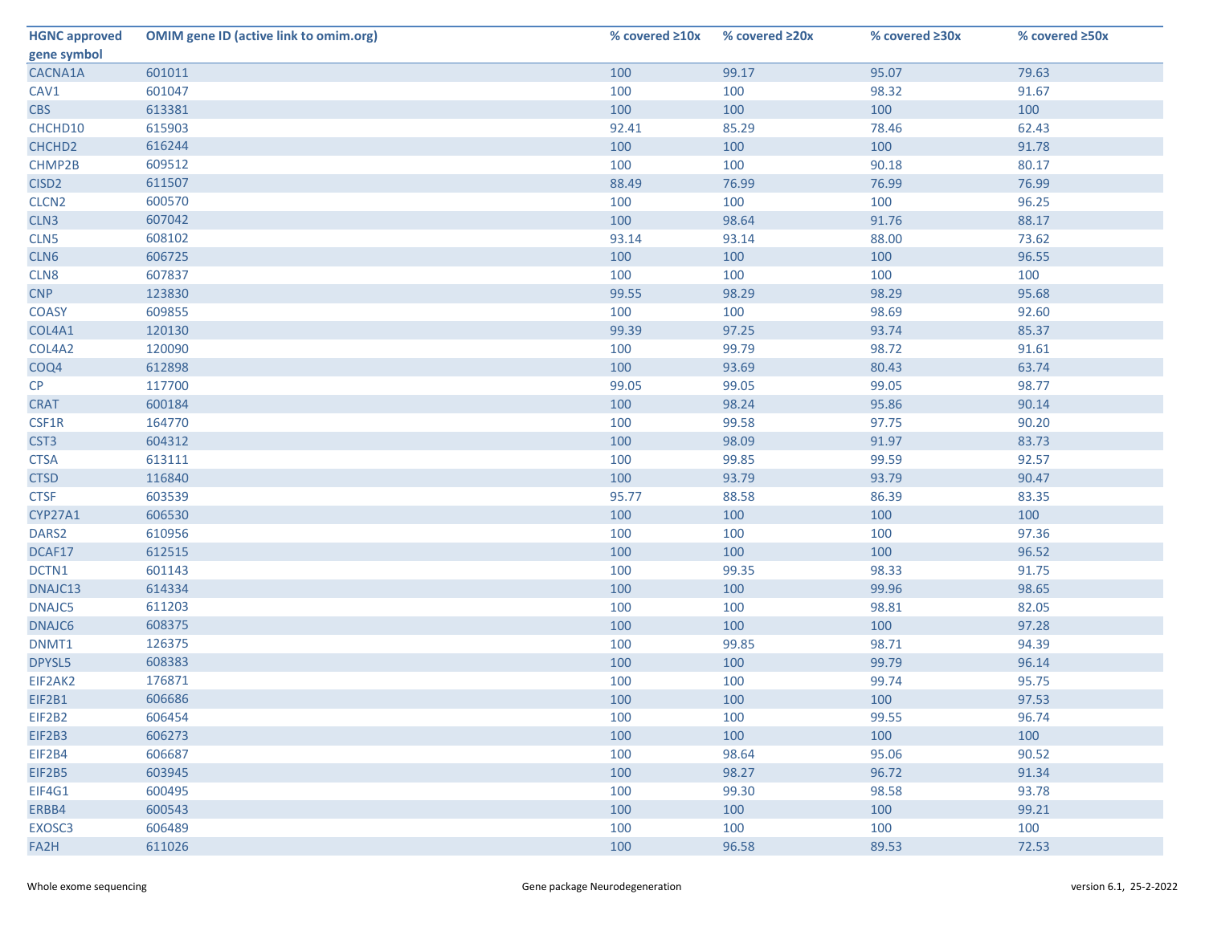| HGNC approved gene symbol | OMIM gene ID (active link to omim.org) | % covered ≥10x | % covered ≥20x | % covered ≥30x | % covered ≥50x |
|---|---|---|---|---|---|
| CACNA1A | 601011 | 100 | 99.17 | 95.07 | 79.63 |
| CAV1 | 601047 | 100 | 100 | 98.32 | 91.67 |
| CBS | 613381 | 100 | 100 | 100 | 100 |
| CHCHD10 | 615903 | 92.41 | 85.29 | 78.46 | 62.43 |
| CHCHD2 | 616244 | 100 | 100 | 100 | 91.78 |
| CHMP2B | 609512 | 100 | 100 | 90.18 | 80.17 |
| CISD2 | 611507 | 88.49 | 76.99 | 76.99 | 76.99 |
| CLCN2 | 600570 | 100 | 100 | 100 | 96.25 |
| CLN3 | 607042 | 100 | 98.64 | 91.76 | 88.17 |
| CLN5 | 608102 | 93.14 | 93.14 | 88.00 | 73.62 |
| CLN6 | 606725 | 100 | 100 | 100 | 96.55 |
| CLN8 | 607837 | 100 | 100 | 100 | 100 |
| CNP | 123830 | 99.55 | 98.29 | 98.29 | 95.68 |
| COASY | 609855 | 100 | 100 | 98.69 | 92.60 |
| COL4A1 | 120130 | 99.39 | 97.25 | 93.74 | 85.37 |
| COL4A2 | 120090 | 100 | 99.79 | 98.72 | 91.61 |
| COQ4 | 612898 | 100 | 93.69 | 80.43 | 63.74 |
| CP | 117700 | 99.05 | 99.05 | 99.05 | 98.77 |
| CRAT | 600184 | 100 | 98.24 | 95.86 | 90.14 |
| CSF1R | 164770 | 100 | 99.58 | 97.75 | 90.20 |
| CST3 | 604312 | 100 | 98.09 | 91.97 | 83.73 |
| CTSA | 613111 | 100 | 99.85 | 99.59 | 92.57 |
| CTSD | 116840 | 100 | 93.79 | 93.79 | 90.47 |
| CTSF | 603539 | 95.77 | 88.58 | 86.39 | 83.35 |
| CYP27A1 | 606530 | 100 | 100 | 100 | 100 |
| DARS2 | 610956 | 100 | 100 | 100 | 97.36 |
| DCAF17 | 612515 | 100 | 100 | 100 | 96.52 |
| DCTN1 | 601143 | 100 | 99.35 | 98.33 | 91.75 |
| DNAJC13 | 614334 | 100 | 100 | 99.96 | 98.65 |
| DNAJC5 | 611203 | 100 | 100 | 98.81 | 82.05 |
| DNAJC6 | 608375 | 100 | 100 | 100 | 97.28 |
| DNMT1 | 126375 | 100 | 99.85 | 98.71 | 94.39 |
| DPYSL5 | 608383 | 100 | 100 | 99.79 | 96.14 |
| EIF2AK2 | 176871 | 100 | 100 | 99.74 | 95.75 |
| EIF2B1 | 606686 | 100 | 100 | 100 | 97.53 |
| EIF2B2 | 606454 | 100 | 100 | 99.55 | 96.74 |
| EIF2B3 | 606273 | 100 | 100 | 100 | 100 |
| EIF2B4 | 606687 | 100 | 98.64 | 95.06 | 90.52 |
| EIF2B5 | 603945 | 100 | 98.27 | 96.72 | 91.34 |
| EIF4G1 | 600495 | 100 | 99.30 | 98.58 | 93.78 |
| ERBB4 | 600543 | 100 | 100 | 100 | 99.21 |
| EXOSC3 | 606489 | 100 | 100 | 100 | 100 |
| FA2H | 611026 | 100 | 96.58 | 89.53 | 72.53 |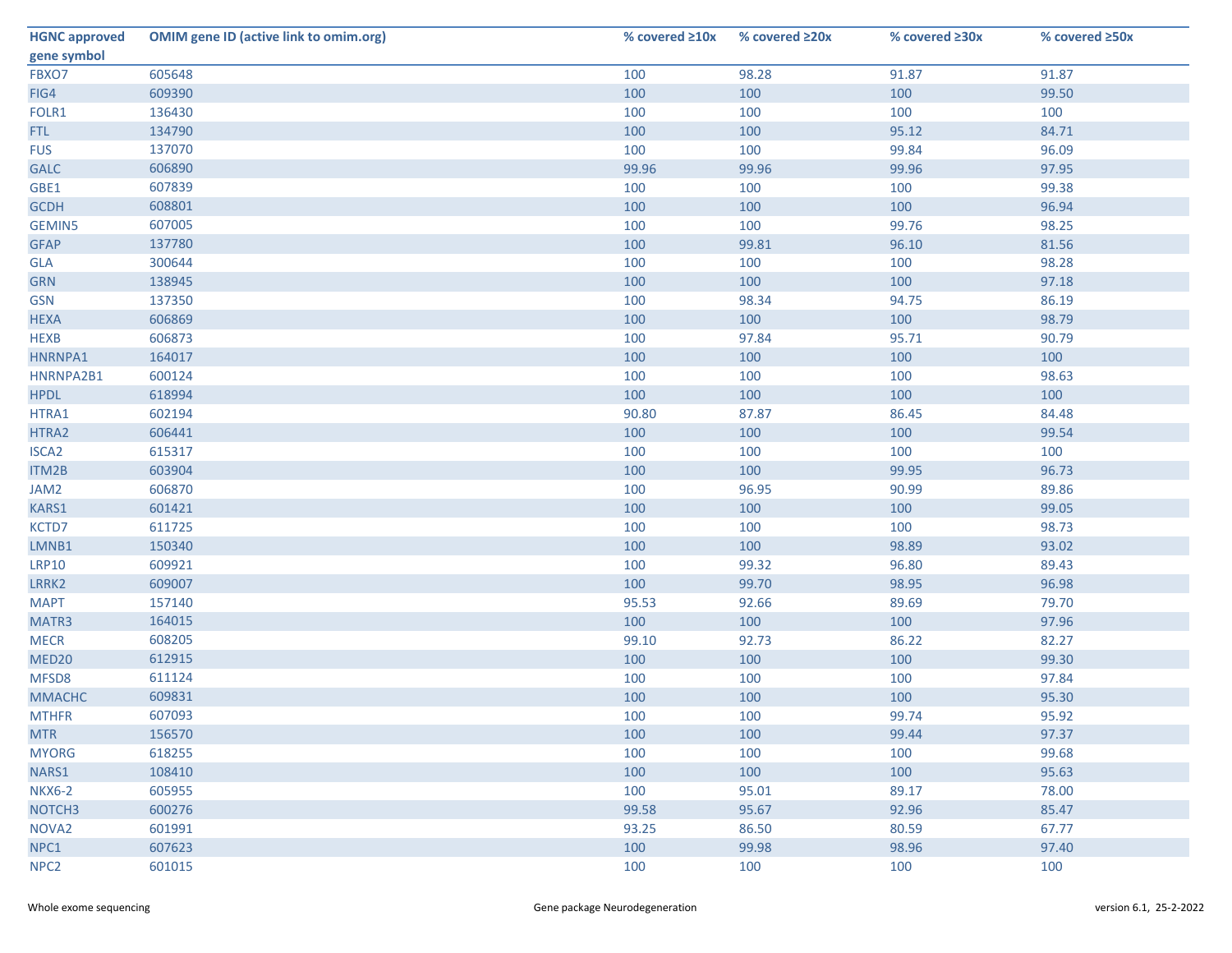| HGNC approved gene symbol | OMIM gene ID (active link to omim.org) | % covered ≥10x | % covered ≥20x | % covered ≥30x | % covered ≥50x |
|---|---|---|---|---|---|
| FBXO7 | 605648 | 100 | 98.28 | 91.87 | 91.87 |
| FIG4 | 609390 | 100 | 100 | 100 | 99.50 |
| FOLR1 | 136430 | 100 | 100 | 100 | 100 |
| FTL | 134790 | 100 | 100 | 95.12 | 84.71 |
| FUS | 137070 | 100 | 100 | 99.84 | 96.09 |
| GALC | 606890 | 99.96 | 99.96 | 99.96 | 97.95 |
| GBE1 | 607839 | 100 | 100 | 100 | 99.38 |
| GCDH | 608801 | 100 | 100 | 100 | 96.94 |
| GEMIN5 | 607005 | 100 | 100 | 99.76 | 98.25 |
| GFAP | 137780 | 100 | 99.81 | 96.10 | 81.56 |
| GLA | 300644 | 100 | 100 | 100 | 98.28 |
| GRN | 138945 | 100 | 100 | 100 | 97.18 |
| GSN | 137350 | 100 | 98.34 | 94.75 | 86.19 |
| HEXA | 606869 | 100 | 100 | 100 | 98.79 |
| HEXB | 606873 | 100 | 97.84 | 95.71 | 90.79 |
| HNRNPA1 | 164017 | 100 | 100 | 100 | 100 |
| HNRNPA2B1 | 600124 | 100 | 100 | 100 | 98.63 |
| HPDL | 618994 | 100 | 100 | 100 | 100 |
| HTRA1 | 602194 | 90.80 | 87.87 | 86.45 | 84.48 |
| HTRA2 | 606441 | 100 | 100 | 100 | 99.54 |
| ISCA2 | 615317 | 100 | 100 | 100 | 100 |
| ITM2B | 603904 | 100 | 100 | 99.95 | 96.73 |
| JAM2 | 606870 | 100 | 96.95 | 90.99 | 89.86 |
| KARS1 | 601421 | 100 | 100 | 100 | 99.05 |
| KCTD7 | 611725 | 100 | 100 | 100 | 98.73 |
| LMNB1 | 150340 | 100 | 100 | 98.89 | 93.02 |
| LRP10 | 609921 | 100 | 99.32 | 96.80 | 89.43 |
| LRRK2 | 609007 | 100 | 99.70 | 98.95 | 96.98 |
| MAPT | 157140 | 95.53 | 92.66 | 89.69 | 79.70 |
| MATR3 | 164015 | 100 | 100 | 100 | 97.96 |
| MECR | 608205 | 99.10 | 92.73 | 86.22 | 82.27 |
| MED20 | 612915 | 100 | 100 | 100 | 99.30 |
| MFSD8 | 611124 | 100 | 100 | 100 | 97.84 |
| MMACHC | 609831 | 100 | 100 | 100 | 95.30 |
| MTHFR | 607093 | 100 | 100 | 99.74 | 95.92 |
| MTR | 156570 | 100 | 100 | 99.44 | 97.37 |
| MYORG | 618255 | 100 | 100 | 100 | 99.68 |
| NARS1 | 108410 | 100 | 100 | 100 | 95.63 |
| NKX6-2 | 605955 | 100 | 95.01 | 89.17 | 78.00 |
| NOTCH3 | 600276 | 99.58 | 95.67 | 92.96 | 85.47 |
| NOVA2 | 601991 | 93.25 | 86.50 | 80.59 | 67.77 |
| NPC1 | 607623 | 100 | 99.98 | 98.96 | 97.40 |
| NPC2 | 601015 | 100 | 100 | 100 | 100 |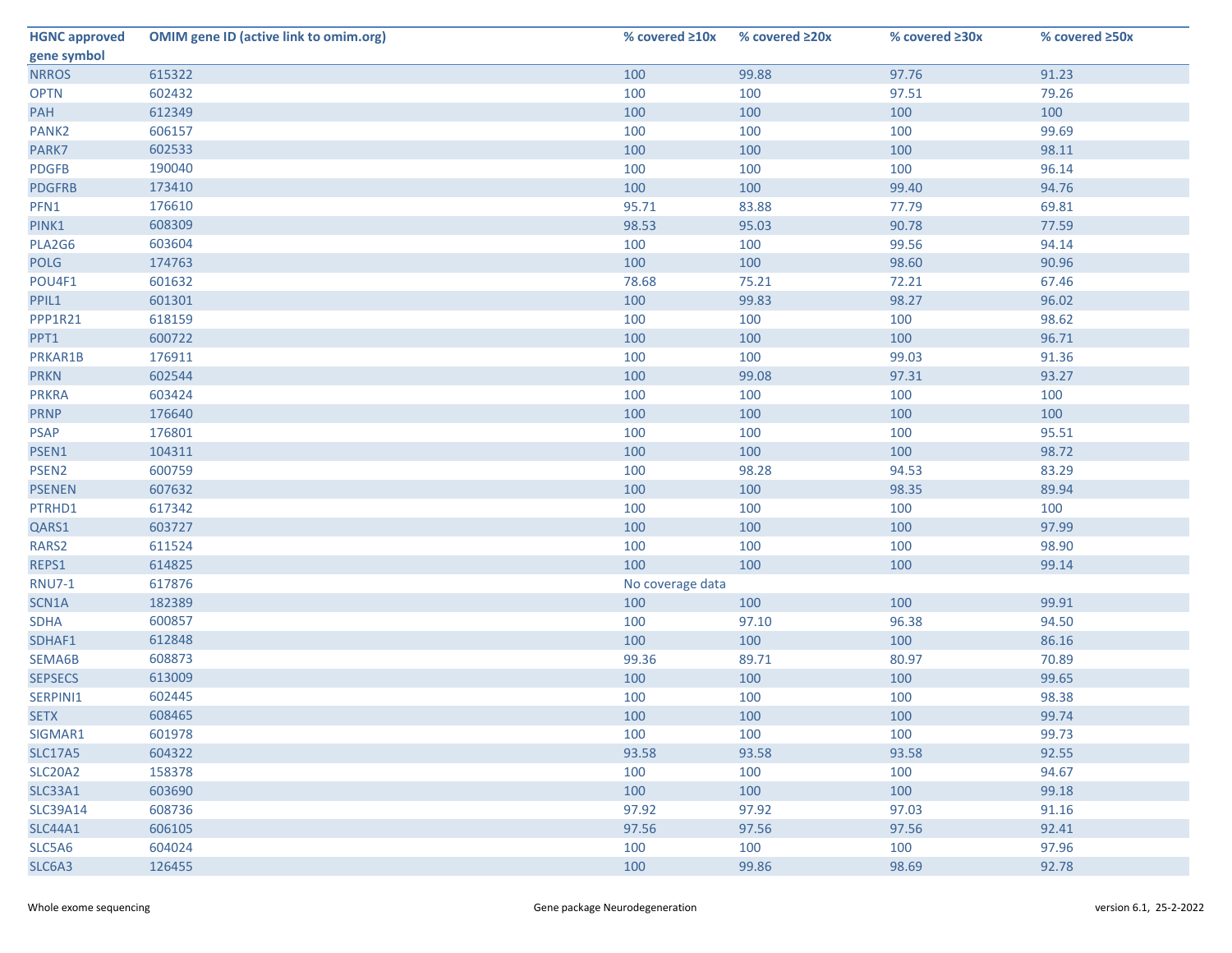| HGNC approved gene symbol | OMIM gene ID (active link to omim.org) | % covered ≥10x | % covered ≥20x | % covered ≥30x | % covered ≥50x |
|---|---|---|---|---|---|
| NRROS | 615322 | 100 | 99.88 | 97.76 | 91.23 |
| OPTN | 602432 | 100 | 100 | 97.51 | 79.26 |
| PAH | 612349 | 100 | 100 | 100 | 100 |
| PANK2 | 606157 | 100 | 100 | 100 | 99.69 |
| PARK7 | 602533 | 100 | 100 | 100 | 98.11 |
| PDGFB | 190040 | 100 | 100 | 100 | 96.14 |
| PDGFRB | 173410 | 100 | 100 | 99.40 | 94.76 |
| PFN1 | 176610 | 95.71 | 83.88 | 77.79 | 69.81 |
| PINK1 | 608309 | 98.53 | 95.03 | 90.78 | 77.59 |
| PLA2G6 | 603604 | 100 | 100 | 99.56 | 94.14 |
| POLG | 174763 | 100 | 100 | 98.60 | 90.96 |
| POU4F1 | 601632 | 78.68 | 75.21 | 72.21 | 67.46 |
| PPIL1 | 601301 | 100 | 99.83 | 98.27 | 96.02 |
| PPP1R21 | 618159 | 100 | 100 | 100 | 98.62 |
| PPT1 | 600722 | 100 | 100 | 100 | 96.71 |
| PRKAR1B | 176911 | 100 | 100 | 99.03 | 91.36 |
| PRKN | 602544 | 100 | 99.08 | 97.31 | 93.27 |
| PRKRA | 603424 | 100 | 100 | 100 | 100 |
| PRNP | 176640 | 100 | 100 | 100 | 100 |
| PSAP | 176801 | 100 | 100 | 100 | 95.51 |
| PSEN1 | 104311 | 100 | 100 | 100 | 98.72 |
| PSEN2 | 600759 | 100 | 98.28 | 94.53 | 83.29 |
| PSENEN | 607632 | 100 | 100 | 98.35 | 89.94 |
| PTRHD1 | 617342 | 100 | 100 | 100 | 100 |
| QARS1 | 603727 | 100 | 100 | 100 | 97.99 |
| RARS2 | 611524 | 100 | 100 | 100 | 98.90 |
| REPS1 | 614825 | 100 | 100 | 100 | 99.14 |
| RNU7-1 | 617876 | No coverage data | | | |
| SCN1A | 182389 | 100 | 100 | 100 | 99.91 |
| SDHA | 600857 | 100 | 97.10 | 96.38 | 94.50 |
| SDHAF1 | 612848 | 100 | 100 | 100 | 86.16 |
| SEMA6B | 608873 | 99.36 | 89.71 | 80.97 | 70.89 |
| SEPSECS | 613009 | 100 | 100 | 100 | 99.65 |
| SERPINI1 | 602445 | 100 | 100 | 100 | 98.38 |
| SETX | 608465 | 100 | 100 | 100 | 99.74 |
| SIGMAR1 | 601978 | 100 | 100 | 100 | 99.73 |
| SLC17A5 | 604322 | 93.58 | 93.58 | 93.58 | 92.55 |
| SLC20A2 | 158378 | 100 | 100 | 100 | 94.67 |
| SLC33A1 | 603690 | 100 | 100 | 100 | 99.18 |
| SLC39A14 | 608736 | 97.92 | 97.92 | 97.03 | 91.16 |
| SLC44A1 | 606105 | 97.56 | 97.56 | 97.56 | 92.41 |
| SLC5A6 | 604024 | 100 | 100 | 100 | 97.96 |
| SLC6A3 | 126455 | 100 | 99.86 | 98.69 | 92.78 |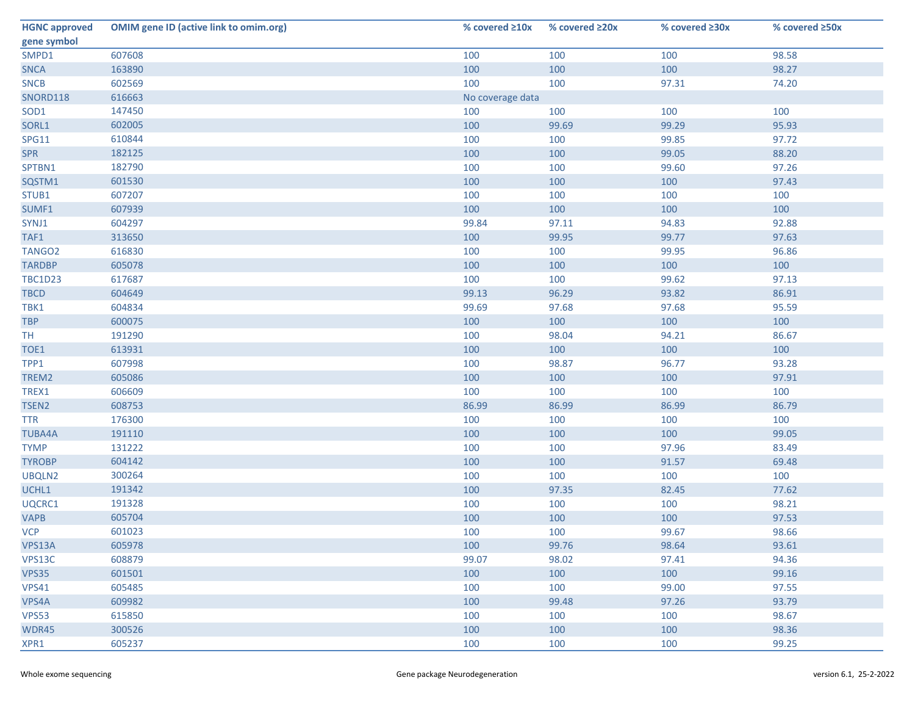| HGNC approved gene symbol | OMIM gene ID (active link to omim.org) | % covered ≥10x | % covered ≥20x | % covered ≥30x | % covered ≥50x |
|---|---|---|---|---|---|
| SMPD1 | 607608 | 100 | 100 | 100 | 98.58 |
| SNCA | 163890 | 100 | 100 | 100 | 98.27 |
| SNCB | 602569 | 100 | 100 | 97.31 | 74.20 |
| SNORD118 | 616663 | No coverage data | | | |
| SOD1 | 147450 | 100 | 100 | 100 | 100 |
| SORL1 | 602005 | 100 | 99.69 | 99.29 | 95.93 |
| SPG11 | 610844 | 100 | 100 | 99.85 | 97.72 |
| SPR | 182125 | 100 | 100 | 99.05 | 88.20 |
| SPTBN1 | 182790 | 100 | 100 | 99.60 | 97.26 |
| SQSTM1 | 601530 | 100 | 100 | 100 | 97.43 |
| STUB1 | 607207 | 100 | 100 | 100 | 100 |
| SUMF1 | 607939 | 100 | 100 | 100 | 100 |
| SYNJ1 | 604297 | 99.84 | 97.11 | 94.83 | 92.88 |
| TAF1 | 313650 | 100 | 99.95 | 99.77 | 97.63 |
| TANGO2 | 616830 | 100 | 100 | 99.95 | 96.86 |
| TARDBP | 605078 | 100 | 100 | 100 | 100 |
| TBC1D23 | 617687 | 100 | 100 | 99.62 | 97.13 |
| TBCD | 604649 | 99.13 | 96.29 | 93.82 | 86.91 |
| TBK1 | 604834 | 99.69 | 97.68 | 97.68 | 95.59 |
| TBP | 600075 | 100 | 100 | 100 | 100 |
| TH | 191290 | 100 | 98.04 | 94.21 | 86.67 |
| TOE1 | 613931 | 100 | 100 | 100 | 100 |
| TPP1 | 607998 | 100 | 98.87 | 96.77 | 93.28 |
| TREM2 | 605086 | 100 | 100 | 100 | 97.91 |
| TREX1 | 606609 | 100 | 100 | 100 | 100 |
| TSEN2 | 608753 | 86.99 | 86.99 | 86.99 | 86.79 |
| TTR | 176300 | 100 | 100 | 100 | 100 |
| TUBA4A | 191110 | 100 | 100 | 100 | 99.05 |
| TYMP | 131222 | 100 | 100 | 97.96 | 83.49 |
| TYROBP | 604142 | 100 | 100 | 91.57 | 69.48 |
| UBQLN2 | 300264 | 100 | 100 | 100 | 100 |
| UCHL1 | 191342 | 100 | 97.35 | 82.45 | 77.62 |
| UQCRC1 | 191328 | 100 | 100 | 100 | 98.21 |
| VAPB | 605704 | 100 | 100 | 100 | 97.53 |
| VCP | 601023 | 100 | 100 | 99.67 | 98.66 |
| VPS13A | 605978 | 100 | 99.76 | 98.64 | 93.61 |
| VPS13C | 608879 | 99.07 | 98.02 | 97.41 | 94.36 |
| VPS35 | 601501 | 100 | 100 | 100 | 99.16 |
| VPS41 | 605485 | 100 | 100 | 99.00 | 97.55 |
| VPS4A | 609982 | 100 | 99.48 | 97.26 | 93.79 |
| VPS53 | 615850 | 100 | 100 | 100 | 98.67 |
| WDR45 | 300526 | 100 | 100 | 100 | 98.36 |
| XPR1 | 605237 | 100 | 100 | 100 | 99.25 |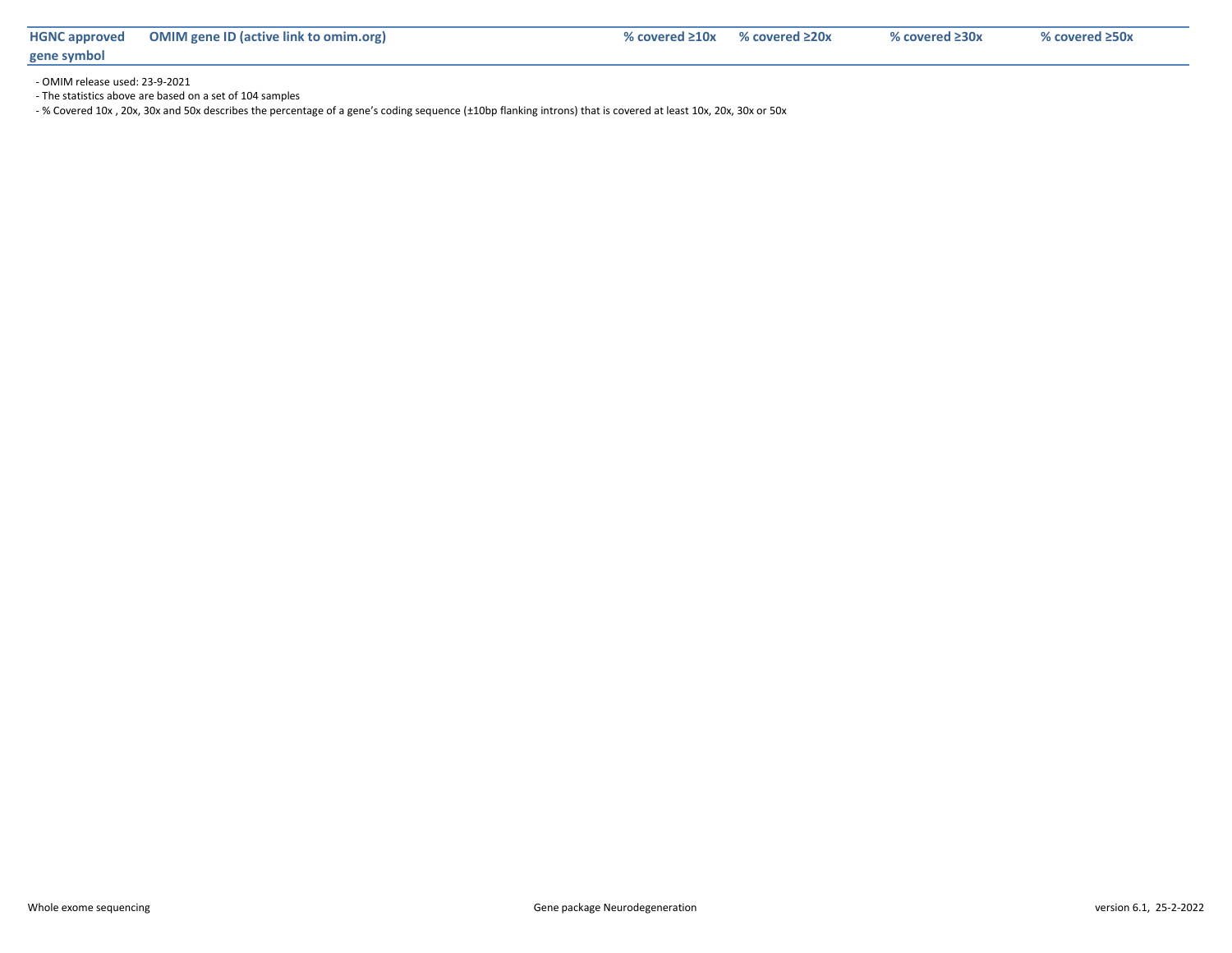| HGNC approved gene symbol | OMIM gene ID (active link to omim.org) | % covered ≥10x | % covered ≥20x | % covered ≥30x | % covered ≥50x |
|---|---|---|---|---|---|

- OMIM release used: 23-9-2021
- The statistics above are based on a set of 104 samples
- % Covered 10x , 20x, 30x and 50x describes the percentage of a gene's coding sequence (±10bp flanking introns) that is covered at least 10x, 20x, 30x or 50x